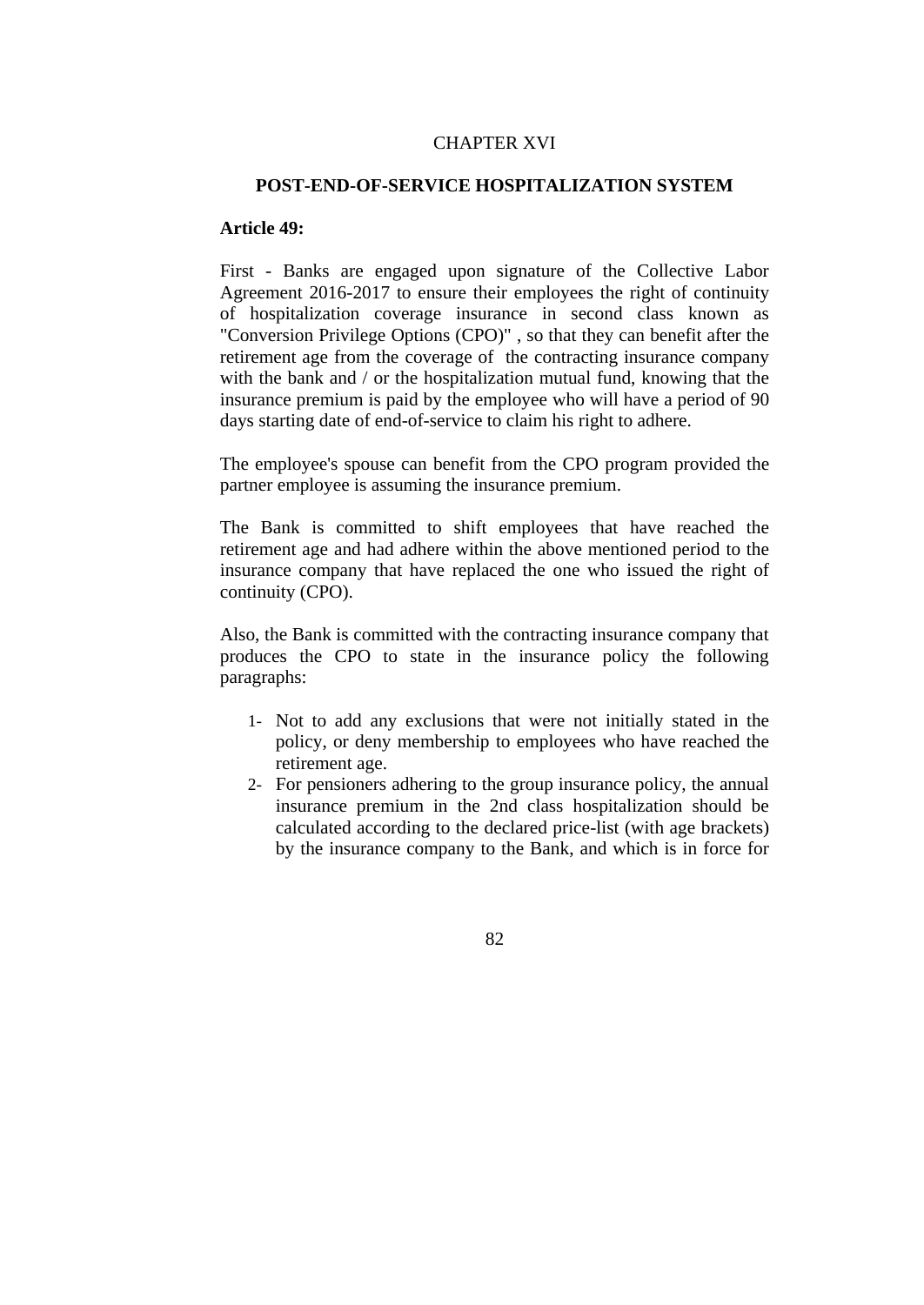# CHAPTER XVI

## POST-END-OF-SERVICE HOSPITALIZATION SYSTEM

**Article 49:**

First - Banks are engaged upon signature of the Collective Labor Agreement 2016-2017 to ensure their employees the right of continuity of hospitalization coverage insurance in second class known as "Conversion Privilege Options (CPO)" , so that they can benefit after the retirement age from the coverage of the contracting insurance company with the bank and / or the hospitalization mutual fund, knowing that the insurance premium is paid by the employee who will have a period of 90 days starting date of end-of-service to claim his right to adhere.

The employee's spouse can benefit from the CPO program provided the partner employee is assuming the insurance premium.

The Bank is committed to shift employees that have reached the retirement age and had adhere within the above mentioned period to the insurance company that have replaced the one who issued the right of continuity (CPO).

Also, the Bank is committed with the contracting insurance company that produces the CPO to state in the insurance policy the following paragraphs:

1- Not to add any exclusions that were not initially stated in the policy, or deny membership to employees who have reached the retirement age.
2- For pensioners adhering to the group insurance policy, the annual insurance premium in the 2nd class hospitalization should be calculated according to the declared price-list (with age brackets) by the insurance company to the Bank, and which is in force for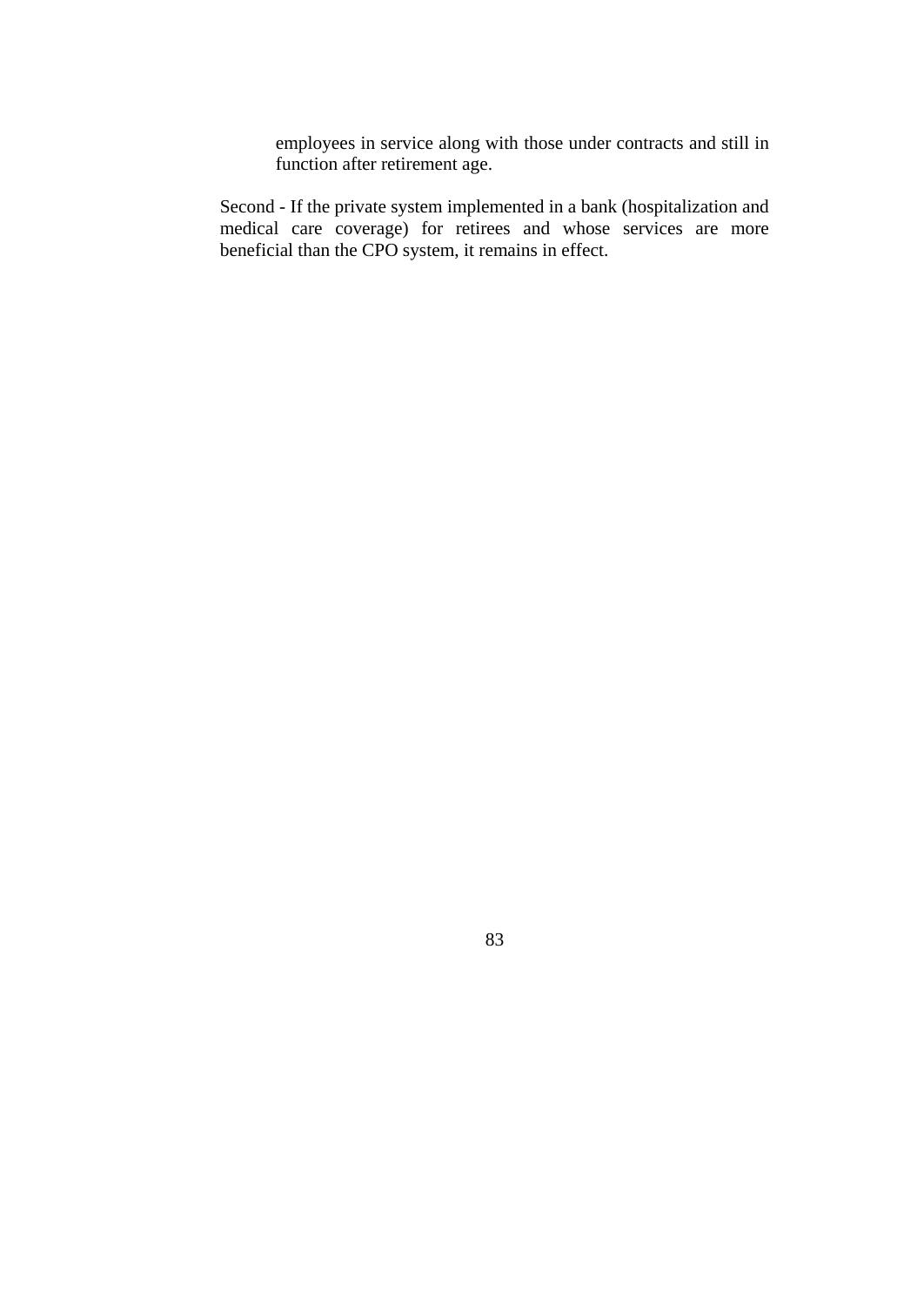employees in service along with those under contracts and still in function after retirement age.

Second - If the private system implemented in a bank (hospitalization and medical care coverage) for retirees and whose services are more beneficial than the CPO system, it remains in effect.